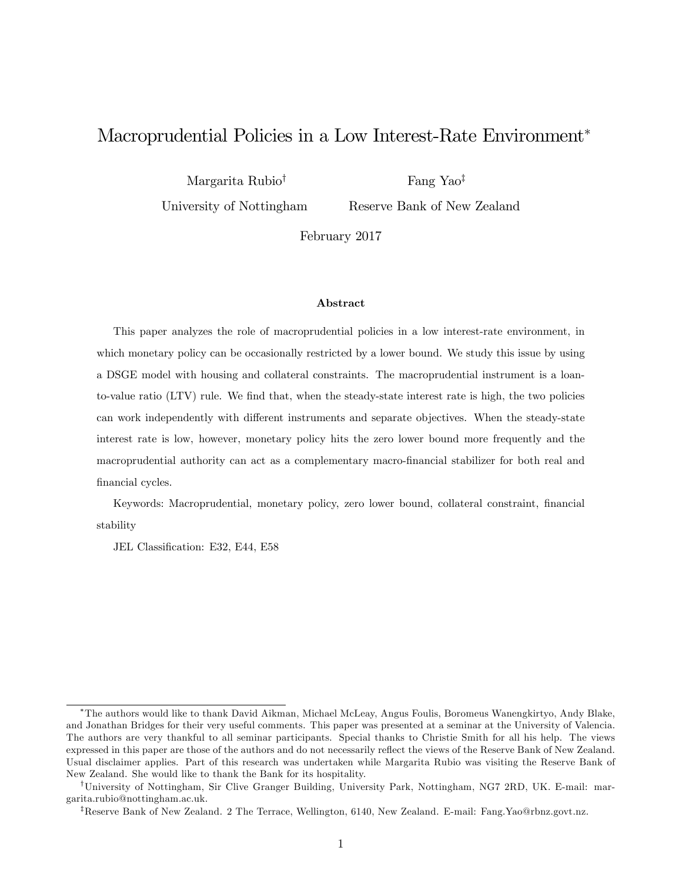# Macroprudential Policies in a Low Interest-Rate Environment*

Margarita Rubio[†] — University of Nottingham

Fang Yao[‡] — Reserve Bank of New Zealand

February 2017

### Abstract

This paper analyzes the role of macroprudential policies in a low interest-rate environment, in which monetary policy can be occasionally restricted by a lower bound. We study this issue by using a DSGE model with housing and collateral constraints. The macroprudential instrument is a loan-to-value ratio (LTV) rule. We find that, when the steady-state interest rate is high, the two policies can work independently with different instruments and separate objectives. When the steady-state interest rate is low, however, monetary policy hits the zero lower bound more frequently and the macroprudential authority can act as a complementary macro-financial stabilizer for both real and financial cycles.

Keywords: Macroprudential, monetary policy, zero lower bound, collateral constraint, financial stability

JEL Classification: E32, E44, E58

---

*The authors would like to thank David Aikman, Michael McLeay, Angus Foulis, Boromeus Wanengkirtyo, Andy Blake, and Jonathan Bridges for their very useful comments. This paper was presented at a seminar at the University of Valencia. The authors are very thankful to all seminar participants. Special thanks to Christie Smith for all his help. The views expressed in this paper are those of the authors and do not necessarily reflect the views of the Reserve Bank of New Zealand. Usual disclaimer applies. Part of this research was undertaken while Margarita Rubio was visiting the Reserve Bank of New Zealand. She would like to thank the Bank for its hospitality.

†University of Nottingham, Sir Clive Granger Building, University Park, Nottingham, NG7 2RD, UK. E-mail: margarita.rubio@nottingham.ac.uk.

‡Reserve Bank of New Zealand. 2 The Terrace, Wellington, 6140, New Zealand. E-mail: Fang.Yao@rbnz.govt.nz.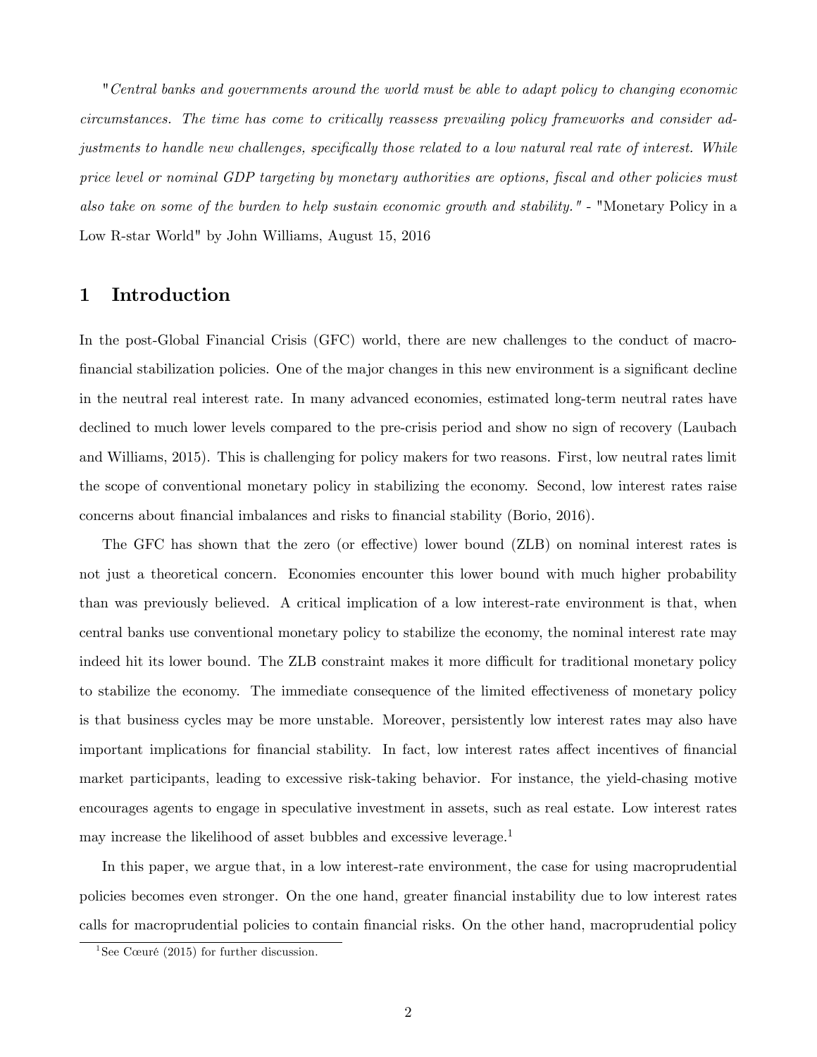*"Central banks and governments around the world must be able to adapt policy to changing economic circumstances. The time has come to critically reassess prevailing policy frameworks and consider adjustments to handle new challenges, specifically those related to a low natural real rate of interest. While price level or nominal GDP targeting by monetary authorities are options, fiscal and other policies must also take on some of the burden to help sustain economic growth and stability."* - "Monetary Policy in a Low R-star World" by John Williams, August 15, 2016

# 1 Introduction

In the post-Global Financial Crisis (GFC) world, there are new challenges to the conduct of macro-financial stabilization policies. One of the major changes in this new environment is a significant decline in the neutral real interest rate. In many advanced economies, estimated long-term neutral rates have declined to much lower levels compared to the pre-crisis period and show no sign of recovery (Laubach and Williams, 2015). This is challenging for policy makers for two reasons. First, low neutral rates limit the scope of conventional monetary policy in stabilizing the economy. Second, low interest rates raise concerns about financial imbalances and risks to financial stability (Borio, 2016).

The GFC has shown that the zero (or effective) lower bound (ZLB) on nominal interest rates is not just a theoretical concern. Economies encounter this lower bound with much higher probability than was previously believed. A critical implication of a low interest-rate environment is that, when central banks use conventional monetary policy to stabilize the economy, the nominal interest rate may indeed hit its lower bound. The ZLB constraint makes it more difficult for traditional monetary policy to stabilize the economy. The immediate consequence of the limited effectiveness of monetary policy is that business cycles may be more unstable. Moreover, persistently low interest rates may also have important implications for financial stability. In fact, low interest rates affect incentives of financial market participants, leading to excessive risk-taking behavior. For instance, the yield-chasing motive encourages agents to engage in speculative investment in assets, such as real estate. Low interest rates may increase the likelihood of asset bubbles and excessive leverage.[1]

In this paper, we argue that, in a low interest-rate environment, the case for using macroprudential policies becomes even stronger. On the one hand, greater financial instability due to low interest rates calls for macroprudential policies to contain financial risks. On the other hand, macroprudential policy

[1] See Cœuré (2015) for further discussion.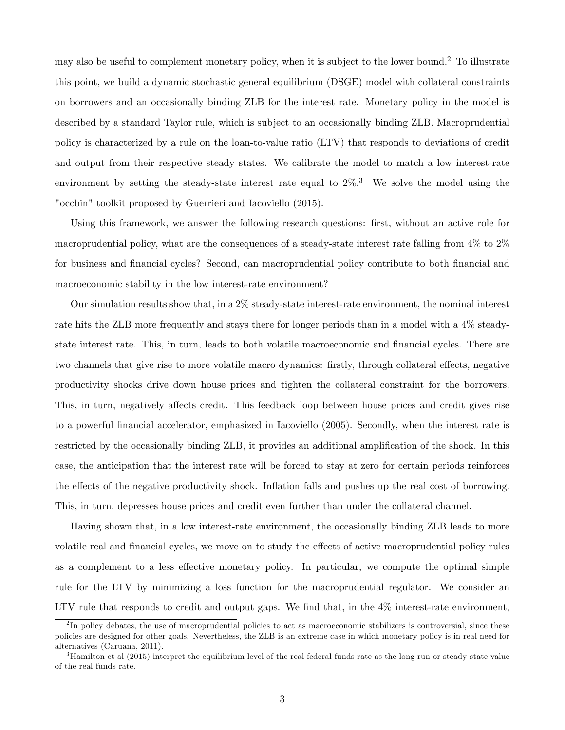may also be useful to complement monetary policy, when it is subject to the lower bound.[2] To illustrate this point, we build a dynamic stochastic general equilibrium (DSGE) model with collateral constraints on borrowers and an occasionally binding ZLB for the interest rate. Monetary policy in the model is described by a standard Taylor rule, which is subject to an occasionally binding ZLB. Macroprudential policy is characterized by a rule on the loan-to-value ratio (LTV) that responds to deviations of credit and output from their respective steady states. We calibrate the model to match a low interest-rate environment by setting the steady-state interest rate equal to 2%.[3] We solve the model using the "occbin" toolkit proposed by Guerrieri and Iacoviello (2015).

Using this framework, we answer the following research questions: first, without an active role for macroprudential policy, what are the consequences of a steady-state interest rate falling from 4% to 2% for business and financial cycles? Second, can macroprudential policy contribute to both financial and macroeconomic stability in the low interest-rate environment?

Our simulation results show that, in a 2% steady-state interest-rate environment, the nominal interest rate hits the ZLB more frequently and stays there for longer periods than in a model with a 4% steady-state interest rate. This, in turn, leads to both volatile macroeconomic and financial cycles. There are two channels that give rise to more volatile macro dynamics: firstly, through collateral effects, negative productivity shocks drive down house prices and tighten the collateral constraint for the borrowers. This, in turn, negatively affects credit. This feedback loop between house prices and credit gives rise to a powerful financial accelerator, emphasized in Iacoviello (2005). Secondly, when the interest rate is restricted by the occasionally binding ZLB, it provides an additional amplification of the shock. In this case, the anticipation that the interest rate will be forced to stay at zero for certain periods reinforces the effects of the negative productivity shock. Inflation falls and pushes up the real cost of borrowing. This, in turn, depresses house prices and credit even further than under the collateral channel.

Having shown that, in a low interest-rate environment, the occasionally binding ZLB leads to more volatile real and financial cycles, we move on to study the effects of active macroprudential policy rules as a complement to a less effective monetary policy. In particular, we compute the optimal simple rule for the LTV by minimizing a loss function for the macroprudential regulator. We consider an LTV rule that responds to credit and output gaps. We find that, in the 4% interest-rate environment,

[2] In policy debates, the use of macroprudential policies to act as macroeconomic stabilizers is controversial, since these policies are designed for other goals. Nevertheless, the ZLB is an extreme case in which monetary policy is in real need for alternatives (Caruana, 2011).

[3] Hamilton et al (2015) interpret the equilibrium level of the real federal funds rate as the long run or steady-state value of the real funds rate.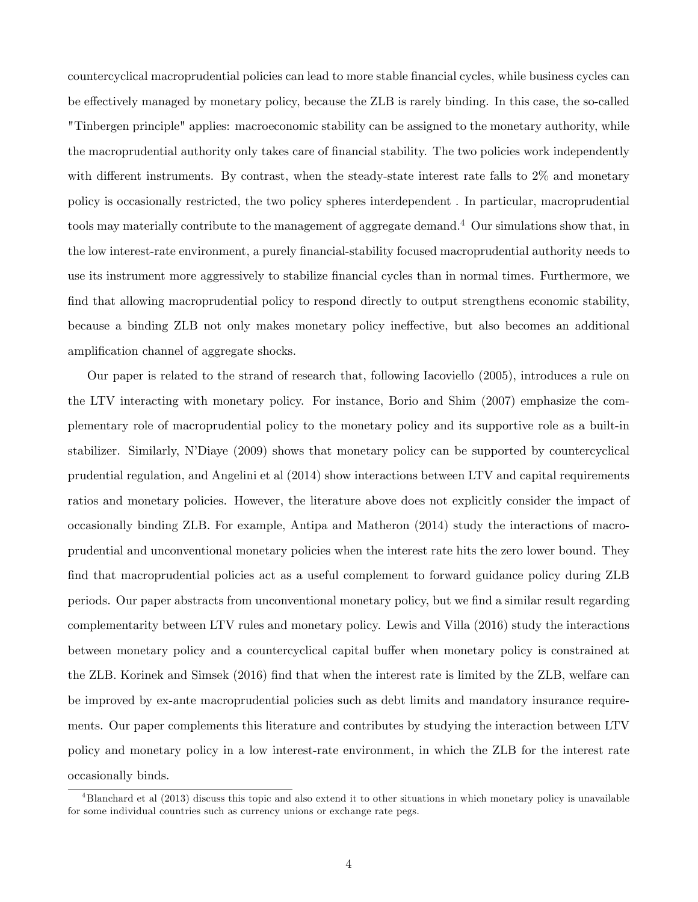countercyclical macroprudential policies can lead to more stable financial cycles, while business cycles can be effectively managed by monetary policy, because the ZLB is rarely binding. In this case, the so-called "Tinbergen principle" applies: macroeconomic stability can be assigned to the monetary authority, while the macroprudential authority only takes care of financial stability. The two policies work independently with different instruments. By contrast, when the steady-state interest rate falls to 2% and monetary policy is occasionally restricted, the two policy spheres interdependent . In particular, macroprudential tools may materially contribute to the management of aggregate demand.[4] Our simulations show that, in the low interest-rate environment, a purely financial-stability focused macroprudential authority needs to use its instrument more aggressively to stabilize financial cycles than in normal times. Furthermore, we find that allowing macroprudential policy to respond directly to output strengthens economic stability, because a binding ZLB not only makes monetary policy ineffective, but also becomes an additional amplification channel of aggregate shocks.

Our paper is related to the strand of research that, following Iacoviello (2005), introduces a rule on the LTV interacting with monetary policy. For instance, Borio and Shim (2007) emphasize the complementary role of macroprudential policy to the monetary policy and its supportive role as a built-in stabilizer. Similarly, N'Diaye (2009) shows that monetary policy can be supported by countercyclical prudential regulation, and Angelini et al (2014) show interactions between LTV and capital requirements ratios and monetary policies. However, the literature above does not explicitly consider the impact of occasionally binding ZLB. For example, Antipa and Matheron (2014) study the interactions of macroprudential and unconventional monetary policies when the interest rate hits the zero lower bound. They find that macroprudential policies act as a useful complement to forward guidance policy during ZLB periods. Our paper abstracts from unconventional monetary policy, but we find a similar result regarding complementarity between LTV rules and monetary policy. Lewis and Villa (2016) study the interactions between monetary policy and a countercyclical capital buffer when monetary policy is constrained at the ZLB. Korinek and Simsek (2016) find that when the interest rate is limited by the ZLB, welfare can be improved by ex-ante macroprudential policies such as debt limits and mandatory insurance requirements. Our paper complements this literature and contributes by studying the interaction between LTV policy and monetary policy in a low interest-rate environment, in which the ZLB for the interest rate occasionally binds.

[4] Blanchard et al (2013) discuss this topic and also extend it to other situations in which monetary policy is unavailable for some individual countries such as currency unions or exchange rate pegs.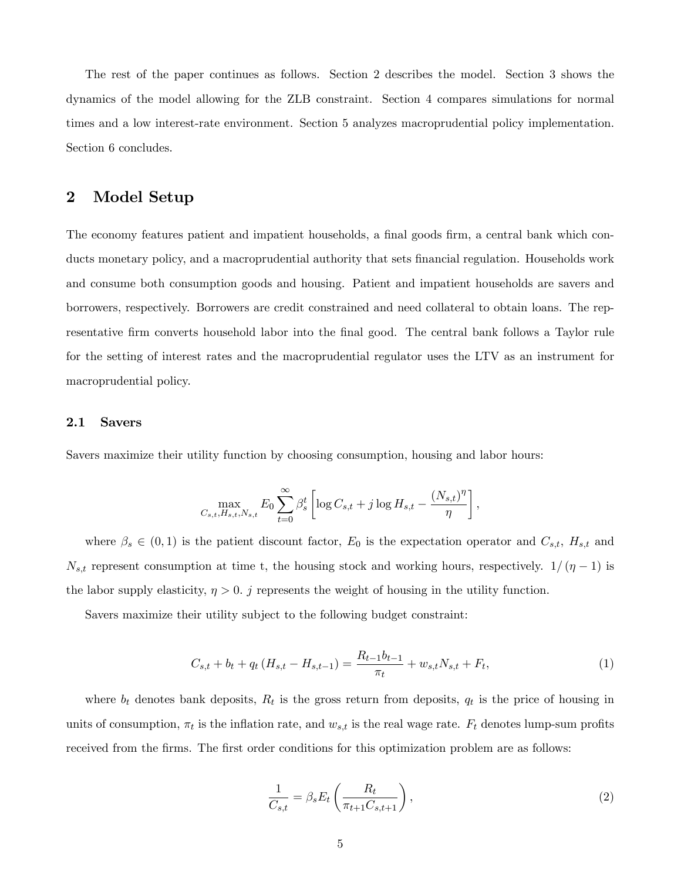The rest of the paper continues as follows. Section 2 describes the model. Section 3 shows the dynamics of the model allowing for the ZLB constraint. Section 4 compares simulations for normal times and a low interest-rate environment. Section 5 analyzes macroprudential policy implementation. Section 6 concludes.

## 2 Model Setup

The economy features patient and impatient households, a final goods firm, a central bank which conducts monetary policy, and a macroprudential authority that sets financial regulation. Households work and consume both consumption goods and housing. Patient and impatient households are savers and borrowers, respectively. Borrowers are credit constrained and need collateral to obtain loans. The representative firm converts household labor into the final good. The central bank follows a Taylor rule for the setting of interest rates and the macroprudential regulator uses the LTV as an instrument for macroprudential policy.

### 2.1 Savers

Savers maximize their utility function by choosing consumption, housing and labor hours:

$$\max_{C_{s,t},H_{s,t},N_{s,t}} E_0 \sum_{t=0}^{\infty} \beta_s^t \left[ \log C_{s,t} + j \log H_{s,t} - \frac{(N_{s,t})^{\eta}}{\eta} \right],$$

where $\beta_s \in (0,1)$ is the patient discount factor, $E_0$ is the expectation operator and $C_{s,t}$, $H_{s,t}$ and $N_{s,t}$ represent consumption at time t, the housing stock and working hours, respectively. $1/(\eta - 1)$ is the labor supply elasticity, $\eta > 0$. $j$ represents the weight of housing in the utility function.

Savers maximize their utility subject to the following budget constraint:

$$C_{s,t} + b_t + q_t (H_{s,t} - H_{s,t-1}) = \frac{R_{t-1} b_{t-1}}{\pi_t} + w_{s,t} N_{s,t} + F_t, \tag{1}$$

where $b_t$ denotes bank deposits, $R_t$ is the gross return from deposits, $q_t$ is the price of housing in units of consumption, $\pi_t$ is the inflation rate, and $w_{s,t}$ is the real wage rate. $F_t$ denotes lump-sum profits received from the firms. The first order conditions for this optimization problem are as follows:

$$\frac{1}{C_{s,t}} = \beta_s E_t \left( \frac{R_t}{\pi_{t+1} C_{s,t+1}} \right), \tag{2}$$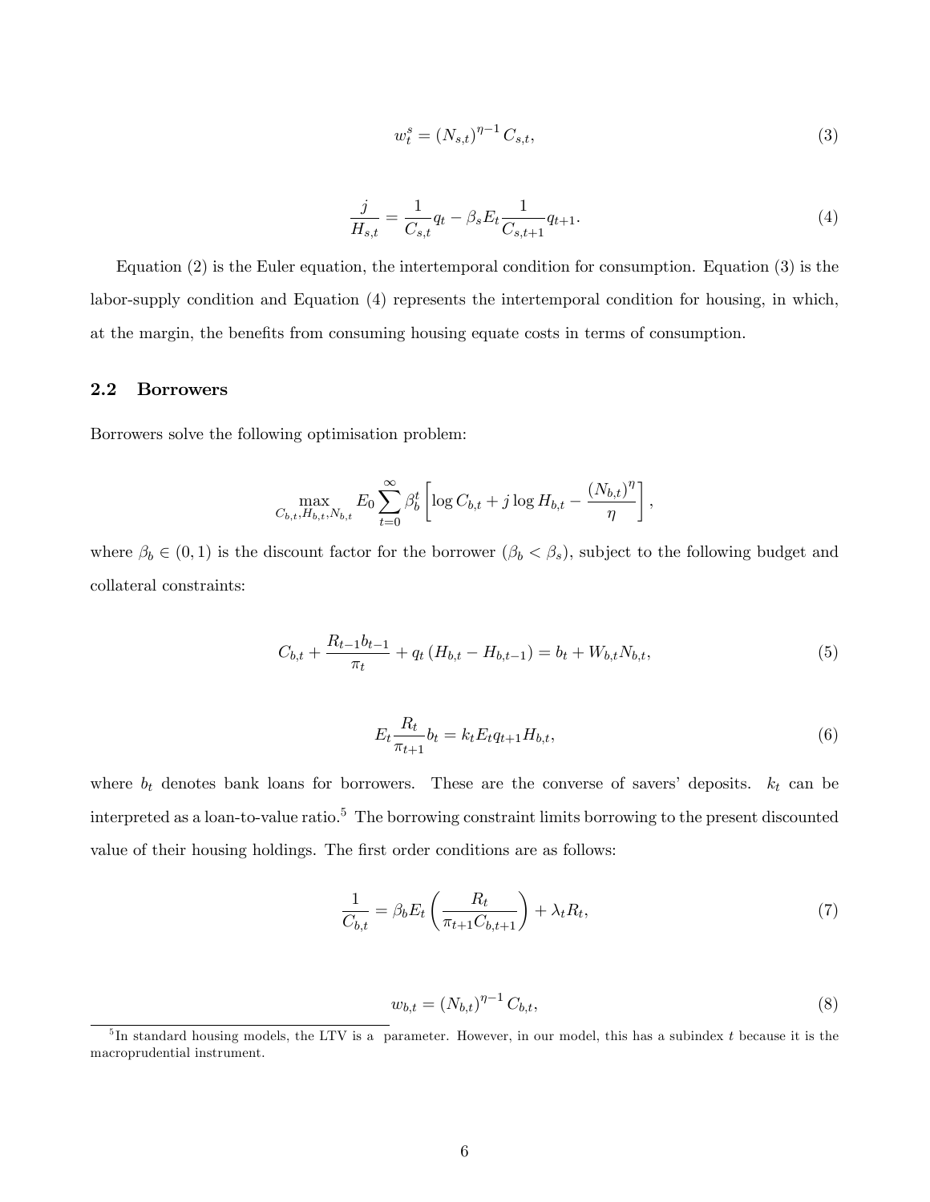$$w_t^s = (N_{s,t})^{\eta - 1} C_{s,t}, \tag{3}$$

$$\frac{j}{H_{s,t}} = \frac{1}{C_{s,t}} q_t - \beta_s E_t \frac{1}{C_{s,t+1}} q_{t+1}. \tag{4}$$

Equation (2) is the Euler equation, the intertemporal condition for consumption. Equation (3) is the labor-supply condition and Equation (4) represents the intertemporal condition for housing, in which, at the margin, the benefits from consuming housing equate costs in terms of consumption.

### 2.2 Borrowers

Borrowers solve the following optimisation problem:

$$\max_{C_{b,t}, H_{b,t}, N_{b,t}} E_0 \sum_{t=0}^{\infty} \beta_b^t \left[ \log C_{b,t} + j \log H_{b,t} - \frac{(N_{b,t})^{\eta}}{\eta} \right],$$

where $\beta_b \in (0, 1)$ is the discount factor for the borrower ($\beta_b < \beta_s$), subject to the following budget and collateral constraints:

$$C_{b,t} + \frac{R_{t-1} b_{t-1}}{\pi_t} + q_t \left( H_{b,t} - H_{b,t-1} \right) = b_t + W_{b,t} N_{b,t}, \tag{5}$$

$$E_t \frac{R_t}{\pi_{t+1}} b_t = k_t E_t q_{t+1} H_{b,t}, \tag{6}$$

where $b_t$ denotes bank loans for borrowers. These are the converse of savers' deposits. $k_t$ can be interpreted as a loan-to-value ratio.[5] The borrowing constraint limits borrowing to the present discounted value of their housing holdings. The first order conditions are as follows:

$$\frac{1}{C_{b,t}} = \beta_b E_t \left( \frac{R_t}{\pi_{t+1} C_{b,t+1}} \right) + \lambda_t R_t, \tag{7}$$

$$w_{b,t} = (N_{b,t})^{\eta - 1} C_{b,t}, \tag{8}$$

[5] In standard housing models, the LTV is a parameter. However, in our model, this has a subindex $t$ because it is the macroprudential instrument.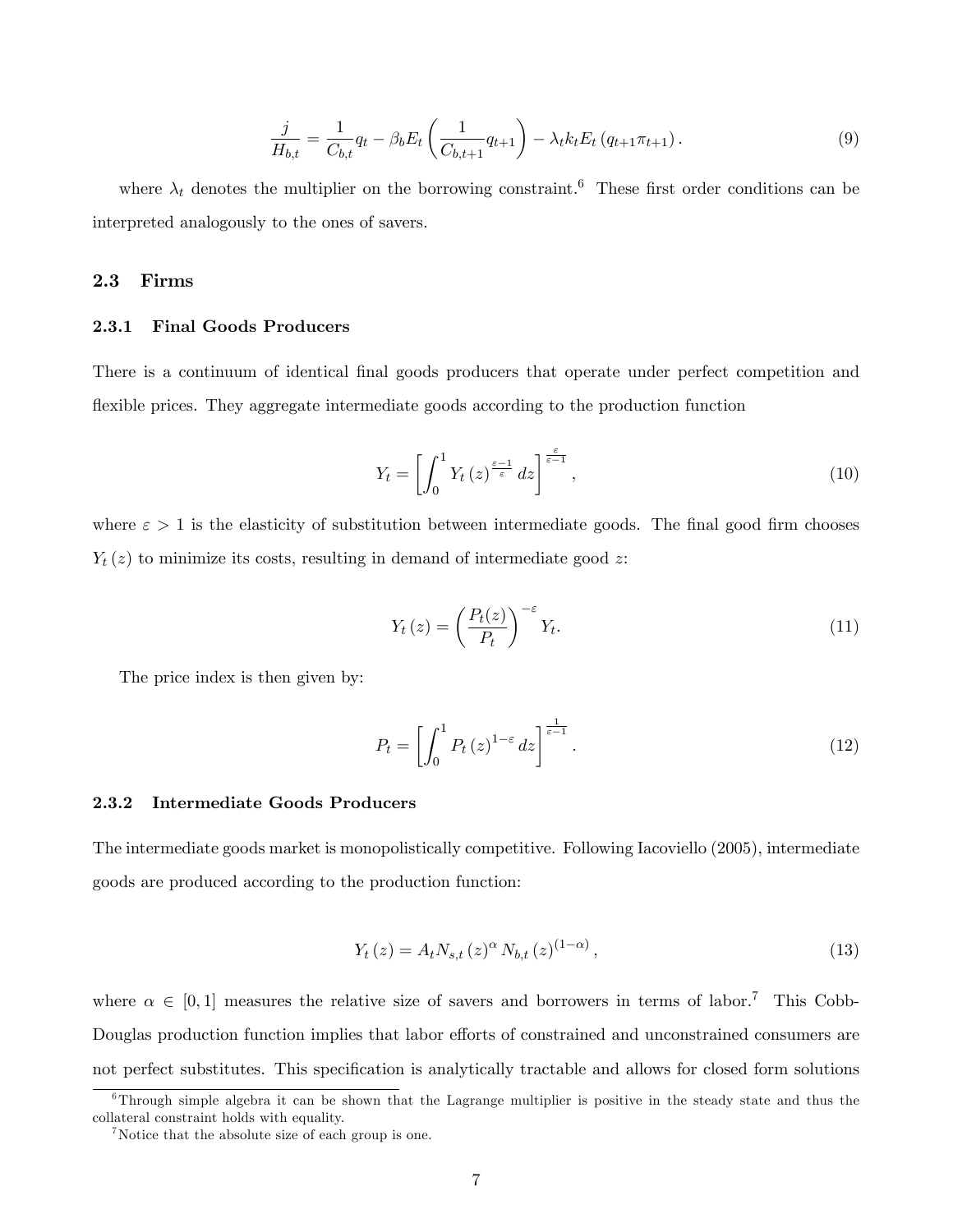$$\frac{j}{H_{b,t}} = \frac{1}{C_{b,t}} q_t - \beta_b E_t \left( \frac{1}{C_{b,t+1}} q_{t+1} \right) - \lambda_t k_t E_t \left( q_{t+1} \pi_{t+1} \right). \tag{9}$$

where $\lambda_t$ denotes the multiplier on the borrowing constraint.[6] These first order conditions can be interpreted analogously to the ones of savers.

## 2.3 Firms

### 2.3.1 Final Goods Producers

There is a continuum of identical final goods producers that operate under perfect competition and flexible prices. They aggregate intermediate goods according to the production function

$$Y_t = \left[ \int_0^1 Y_t(z)^{\frac{\varepsilon-1}{\varepsilon}} dz \right]^{\frac{\varepsilon}{\varepsilon-1}}, \tag{10}$$

where $\varepsilon > 1$ is the elasticity of substitution between intermediate goods. The final good firm chooses $Y_t(z)$ to minimize its costs, resulting in demand of intermediate good $z$:

$$Y_t(z) = \left( \frac{P_t(z)}{P_t} \right)^{-\varepsilon} Y_t. \tag{11}$$

The price index is then given by:

$$P_t = \left[ \int_0^1 P_t(z)^{1-\varepsilon} dz \right]^{\frac{1}{\varepsilon-1}}. \tag{12}$$

### 2.3.2 Intermediate Goods Producers

The intermediate goods market is monopolistically competitive. Following Iacoviello (2005), intermediate goods are produced according to the production function:

$$Y_t(z) = A_t N_{s,t}(z)^{\alpha} N_{b,t}(z)^{(1-\alpha)}, \tag{13}$$

where $\alpha \in [0, 1]$ measures the relative size of savers and borrowers in terms of labor.[7] This Cobb-Douglas production function implies that labor efforts of constrained and unconstrained consumers are not perfect substitutes. This specification is analytically tractable and allows for closed form solutions

[6] Through simple algebra it can be shown that the Lagrange multiplier is positive in the steady state and thus the collateral constraint holds with equality.

[7] Notice that the absolute size of each group is one.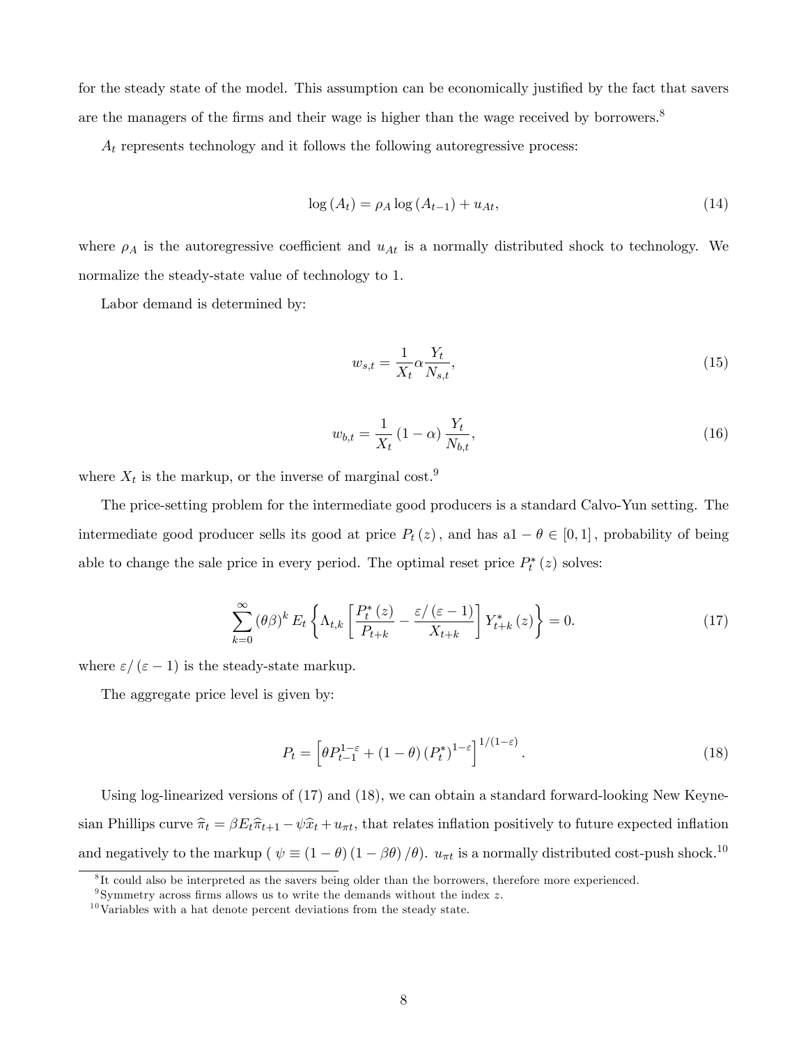for the steady state of the model. This assumption can be economically justified by the fact that savers are the managers of the firms and their wage is higher than the wage received by borrowers.[8]

$A_t$ represents technology and it follows the following autoregressive process:

$$\log(A_t) = \rho_A \log(A_{t-1}) + u_{At}, \tag{14}$$

where $\rho_A$ is the autoregressive coefficient and $u_{At}$ is a normally distributed shock to technology. We normalize the steady-state value of technology to 1.

Labor demand is determined by:

$$w_{s,t} = \frac{1}{X_t} \alpha \frac{Y_t}{N_{s,t}}, \tag{15}$$

$$w_{b,t} = \frac{1}{X_t} (1 - \alpha) \frac{Y_t}{N_{b,t}}, \tag{16}$$

where $X_t$ is the markup, or the inverse of marginal cost.[9]

The price-setting problem for the intermediate good producers is a standard Calvo-Yun setting. The intermediate good producer sells its good at price $P_t(z)$, and has a$1 - \theta \in [0,1]$, probability of being able to change the sale price in every period. The optimal reset price $P_t^*(z)$ solves:

$$\sum_{k=0}^{\infty} (\theta\beta)^k E_t \left\{ \Lambda_{t,k} \left[ \frac{P_t^*(z)}{P_{t+k}} - \frac{\varepsilon/(\varepsilon - 1)}{X_{t+k}} \right] Y_{t+k}^*(z) \right\} = 0. \tag{17}$$

where $\varepsilon/(\varepsilon - 1)$ is the steady-state markup.

The aggregate price level is given by:

$$P_t = \left[ \theta P_{t-1}^{1-\varepsilon} + (1 - \theta)(P_t^*)^{1-\varepsilon} \right]^{1/(1-\varepsilon)}. \tag{18}$$

Using log-linearized versions of (17) and (18), we can obtain a standard forward-looking New Keynesian Phillips curve $\widehat{\pi}_t = \beta E_t \widehat{\pi}_{t+1} - \psi \widehat{x}_t + u_{\pi t}$, that relates inflation positively to future expected inflation and negatively to the markup ( $\psi \equiv (1 - \theta)(1 - \beta\theta)/\theta$). $u_{\pi t}$ is a normally distributed cost-push shock.[10]

[8] It could also be interpreted as the savers being older than the borrowers, therefore more experienced.

[9] Symmetry across firms allows us to write the demands without the index $z$.

[10] Variables with a hat denote percent deviations from the steady state.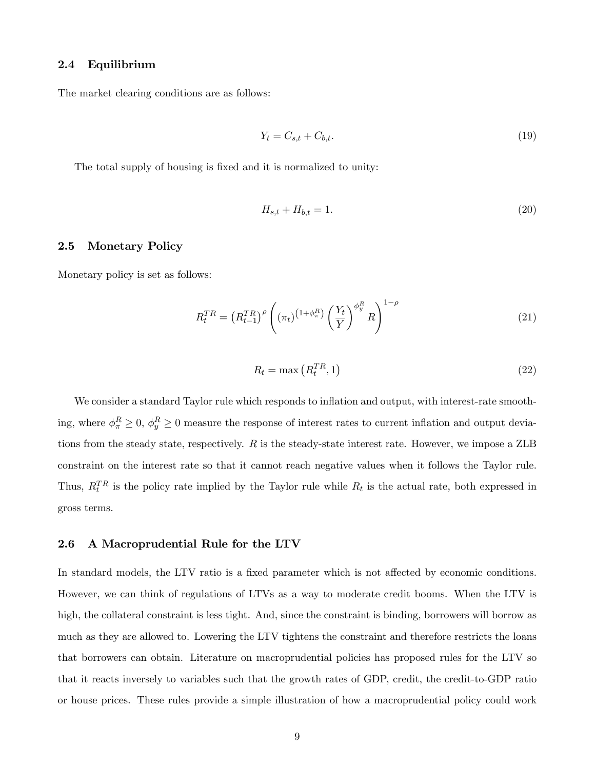### 2.4 Equilibrium

The market clearing conditions are as follows:

$$Y_t = C_{s,t} + C_{b,t}. \tag{19}$$

The total supply of housing is fixed and it is normalized to unity:

$$H_{s,t} + H_{b,t} = 1. \tag{20}$$

### 2.5 Monetary Policy

Monetary policy is set as follows:

$$R_t^{TR} = \left(R_{t-1}^{TR}\right)^{\rho} \left( (\pi_t)^{\left(1+\phi_\pi^R\right)} \left(\frac{Y_t}{Y}\right)^{\phi_y^R} R \right)^{1-\rho} \tag{21}$$

$$R_t = \max\left(R_t^{TR}, 1\right) \tag{22}$$

We consider a standard Taylor rule which responds to inflation and output, with interest-rate smoothing, where $\phi_\pi^R \geq 0$, $\phi_y^R \geq 0$ measure the response of interest rates to current inflation and output deviations from the steady state, respectively. $R$ is the steady-state interest rate. However, we impose a ZLB constraint on the interest rate so that it cannot reach negative values when it follows the Taylor rule. Thus, $R_t^{TR}$ is the policy rate implied by the Taylor rule while $R_t$ is the actual rate, both expressed in gross terms.

### 2.6 A Macroprudential Rule for the LTV

In standard models, the LTV ratio is a fixed parameter which is not affected by economic conditions. However, we can think of regulations of LTVs as a way to moderate credit booms. When the LTV is high, the collateral constraint is less tight. And, since the constraint is binding, borrowers will borrow as much as they are allowed to. Lowering the LTV tightens the constraint and therefore restricts the loans that borrowers can obtain. Literature on macroprudential policies has proposed rules for the LTV so that it reacts inversely to variables such that the growth rates of GDP, credit, the credit-to-GDP ratio or house prices. These rules provide a simple illustration of how a macroprudential policy could work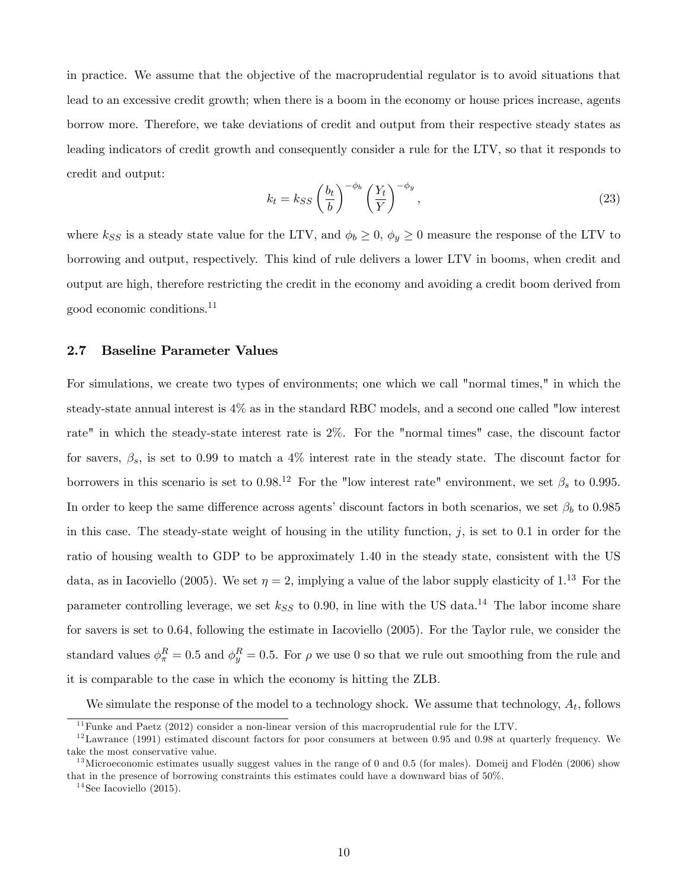in practice. We assume that the objective of the macroprudential regulator is to avoid situations that lead to an excessive credit growth; when there is a boom in the economy or house prices increase, agents borrow more. Therefore, we take deviations of credit and output from their respective steady states as leading indicators of credit growth and consequently consider a rule for the LTV, so that it responds to credit and output:

$$k_t = k_{SS} \left( \frac{b_t}{b} \right)^{-\phi_b} \left( \frac{Y_t}{Y} \right)^{-\phi_y}, \tag{23}$$

where $k_{SS}$ is a steady state value for the LTV, and $\phi_b \geq 0$, $\phi_y \geq 0$ measure the response of the LTV to borrowing and output, respectively. This kind of rule delivers a lower LTV in booms, when credit and output are high, therefore restricting the credit in the economy and avoiding a credit boom derived from good economic conditions.[11]

### 2.7 Baseline Parameter Values

For simulations, we create two types of environments; one which we call "normal times," in which the steady-state annual interest is 4% as in the standard RBC models, and a second one called "low interest rate" in which the steady-state interest rate is 2%. For the "normal times" case, the discount factor for savers, $\beta_s$, is set to 0.99 to match a 4% interest rate in the steady state. The discount factor for borrowers in this scenario is set to 0.98.[12] For the "low interest rate" environment, we set $\beta_s$ to 0.995. In order to keep the same difference across agents' discount factors in both scenarios, we set $\beta_b$ to 0.985 in this case. The steady-state weight of housing in the utility function, $j$, is set to 0.1 in order for the ratio of housing wealth to GDP to be approximately 1.40 in the steady state, consistent with the US data, as in Iacoviello (2005). We set $\eta = 2$, implying a value of the labor supply elasticity of 1.[13] For the parameter controlling leverage, we set $k_{SS}$ to 0.90, in line with the US data.[14] The labor income share for savers is set to 0.64, following the estimate in Iacoviello (2005). For the Taylor rule, we consider the standard values $\phi_\pi^R = 0.5$ and $\phi_y^R = 0.5$. For $\rho$ we use 0 so that we rule out smoothing from the rule and it is comparable to the case in which the economy is hitting the ZLB.

We simulate the response of the model to a technology shock. We assume that technology, $A_t$, follows

---

[11] Funke and Paetz (2012) consider a non-linear version of this macroprudential rule for the LTV.

[12] Lawrance (1991) estimated discount factors for poor consumers at between 0.95 and 0.98 at quarterly frequency. We take the most conservative value.

[13] Microeconomic estimates usually suggest values in the range of 0 and 0.5 (for males). Domeij and Flodén (2006) show that in the presence of borrowing constraints this estimates could have a downward bias of 50%.

[14] See Iacoviello (2015).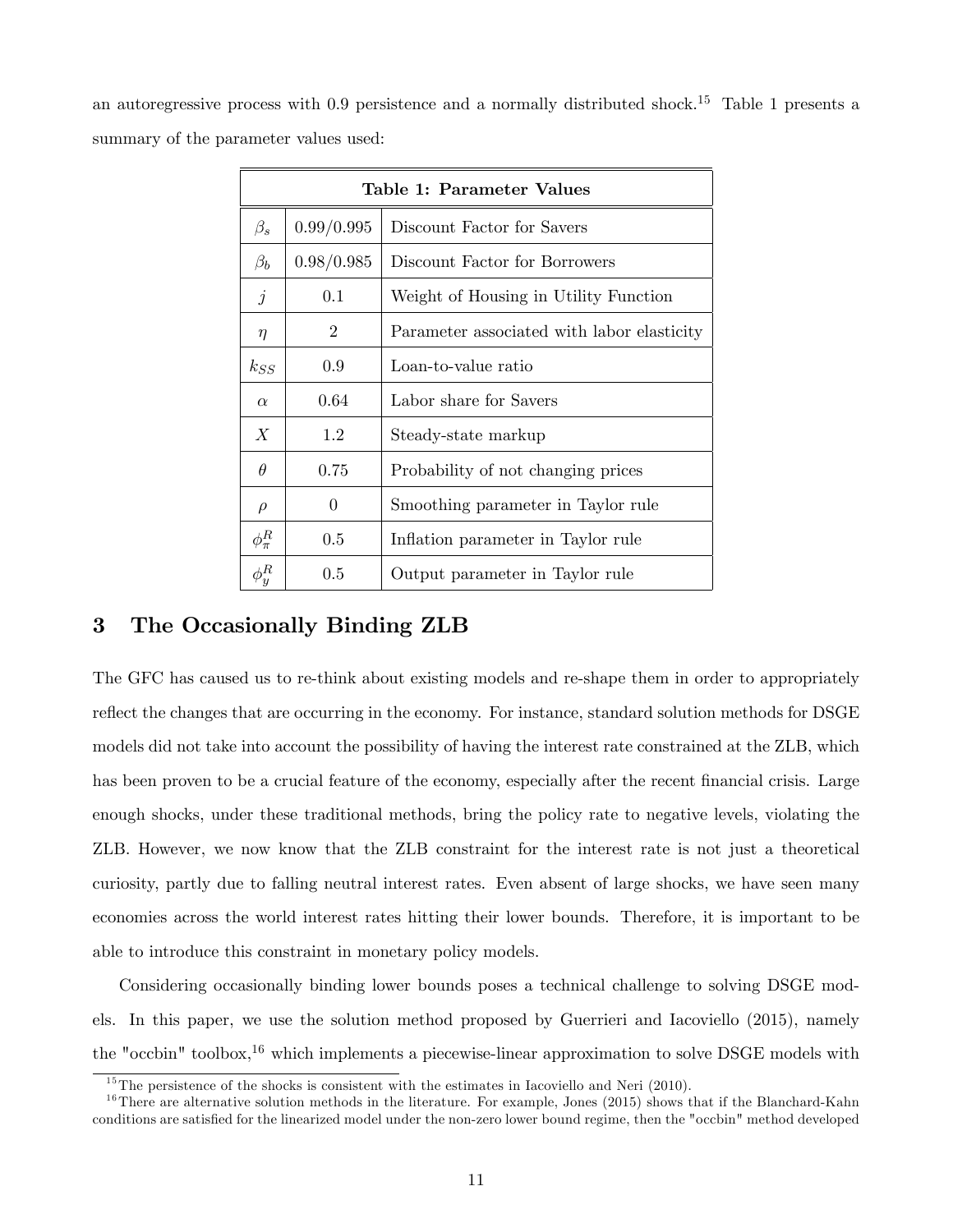an autoregressive process with 0.9 persistence and a normally distributed shock.[15] Table 1 presents a summary of the parameter values used:

| **Table 1: Parameter Values** | | |
|---|---|---|
| $\beta_s$ | 0.99/0.995 | Discount Factor for Savers |
| $\beta_b$ | 0.98/0.985 | Discount Factor for Borrowers |
| $j$ | 0.1 | Weight of Housing in Utility Function |
| $\eta$ | 2 | Parameter associated with labor elasticity |
| $k_{SS}$ | 0.9 | Loan-to-value ratio |
| $\alpha$ | 0.64 | Labor share for Savers |
| $X$ | 1.2 | Steady-state markup |
| $\theta$ | 0.75 | Probability of not changing prices |
| $\rho$ | 0 | Smoothing parameter in Taylor rule |
| $\phi_{\pi}^{R}$ | 0.5 | Inflation parameter in Taylor rule |
| $\phi_{y}^{R}$ | 0.5 | Output parameter in Taylor rule |

## 3 The Occasionally Binding ZLB

The GFC has caused us to re-think about existing models and re-shape them in order to appropriately reflect the changes that are occurring in the economy. For instance, standard solution methods for DSGE models did not take into account the possibility of having the interest rate constrained at the ZLB, which has been proven to be a crucial feature of the economy, especially after the recent financial crisis. Large enough shocks, under these traditional methods, bring the policy rate to negative levels, violating the ZLB. However, we now know that the ZLB constraint for the interest rate is not just a theoretical curiosity, partly due to falling neutral interest rates. Even absent of large shocks, we have seen many economies across the world interest rates hitting their lower bounds. Therefore, it is important to be able to introduce this constraint in monetary policy models.

Considering occasionally binding lower bounds poses a technical challenge to solving DSGE models. In this paper, we use the solution method proposed by Guerrieri and Iacoviello (2015), namely the "occbin" toolbox,[16] which implements a piecewise-linear approximation to solve DSGE models with

[15] The persistence of the shocks is consistent with the estimates in Iacoviello and Neri (2010).

[16] There are alternative solution methods in the literature. For example, Jones (2015) shows that if the Blanchard-Kahn conditions are satisfied for the linearized model under the non-zero lower bound regime, then the "occbin" method developed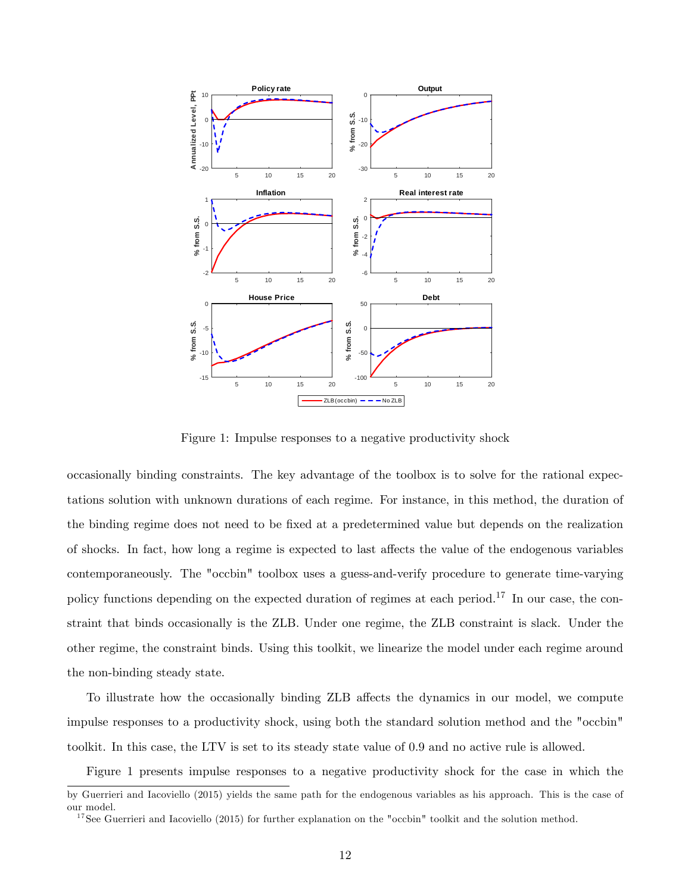Figure 1: Impulse responses to a negative productivity shock

occasionally binding constraints. The key advantage of the toolbox is to solve for the rational expectations solution with unknown durations of each regime. For instance, in this method, the duration of the binding regime does not need to be fixed at a predetermined value but depends on the realization of shocks. In fact, how long a regime is expected to last affects the value of the endogenous variables contemporaneously. The "occbin" toolbox uses a guess-and-verify procedure to generate time-varying policy functions depending on the expected duration of regimes at each period.[17] In our case, the constraint that binds occasionally is the ZLB. Under one regime, the ZLB constraint is slack. Under the other regime, the constraint binds. Using this toolkit, we linearize the model under each regime around the non-binding steady state.

To illustrate how the occasionally binding ZLB affects the dynamics in our model, we compute impulse responses to a productivity shock, using both the standard solution method and the "occbin" toolkit. In this case, the LTV is set to its steady state value of 0.9 and no active rule is allowed.

Figure 1 presents impulse responses to a negative productivity shock for the case in which the

by Guerrieri and Iacoviello (2015) yields the same path for the endogenous variables as his approach. This is the case of our model.

[17] See Guerrieri and Iacoviello (2015) for further explanation on the "occbin" toolkit and the solution method.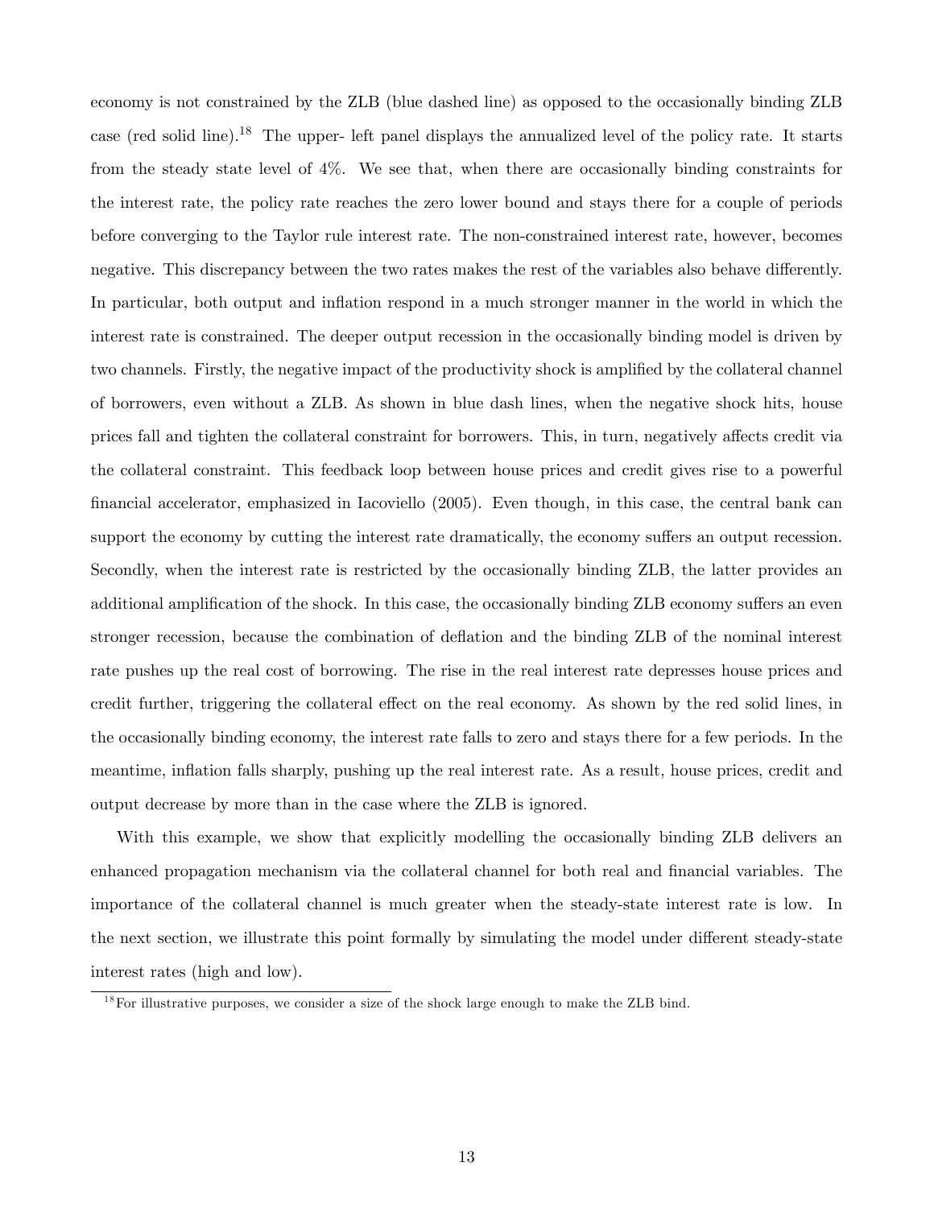economy is not constrained by the ZLB (blue dashed line) as opposed to the occasionally binding ZLB case (red solid line).[18] The upper- left panel displays the annualized level of the policy rate. It starts from the steady state level of 4%. We see that, when there are occasionally binding constraints for the interest rate, the policy rate reaches the zero lower bound and stays there for a couple of periods before converging to the Taylor rule interest rate. The non-constrained interest rate, however, becomes negative. This discrepancy between the two rates makes the rest of the variables also behave differently. In particular, both output and inflation respond in a much stronger manner in the world in which the interest rate is constrained. The deeper output recession in the occasionally binding model is driven by two channels. Firstly, the negative impact of the productivity shock is amplified by the collateral channel of borrowers, even without a ZLB. As shown in blue dash lines, when the negative shock hits, house prices fall and tighten the collateral constraint for borrowers. This, in turn, negatively affects credit via the collateral constraint. This feedback loop between house prices and credit gives rise to a powerful financial accelerator, emphasized in Iacoviello (2005). Even though, in this case, the central bank can support the economy by cutting the interest rate dramatically, the economy suffers an output recession. Secondly, when the interest rate is restricted by the occasionally binding ZLB, the latter provides an additional amplification of the shock. In this case, the occasionally binding ZLB economy suffers an even stronger recession, because the combination of deflation and the binding ZLB of the nominal interest rate pushes up the real cost of borrowing. The rise in the real interest rate depresses house prices and credit further, triggering the collateral effect on the real economy. As shown by the red solid lines, in the occasionally binding economy, the interest rate falls to zero and stays there for a few periods. In the meantime, inflation falls sharply, pushing up the real interest rate. As a result, house prices, credit and output decrease by more than in the case where the ZLB is ignored.

With this example, we show that explicitly modelling the occasionally binding ZLB delivers an enhanced propagation mechanism via the collateral channel for both real and financial variables. The importance of the collateral channel is much greater when the steady-state interest rate is low. In the next section, we illustrate this point formally by simulating the model under different steady-state interest rates (high and low).

[18] For illustrative purposes, we consider a size of the shock large enough to make the ZLB bind.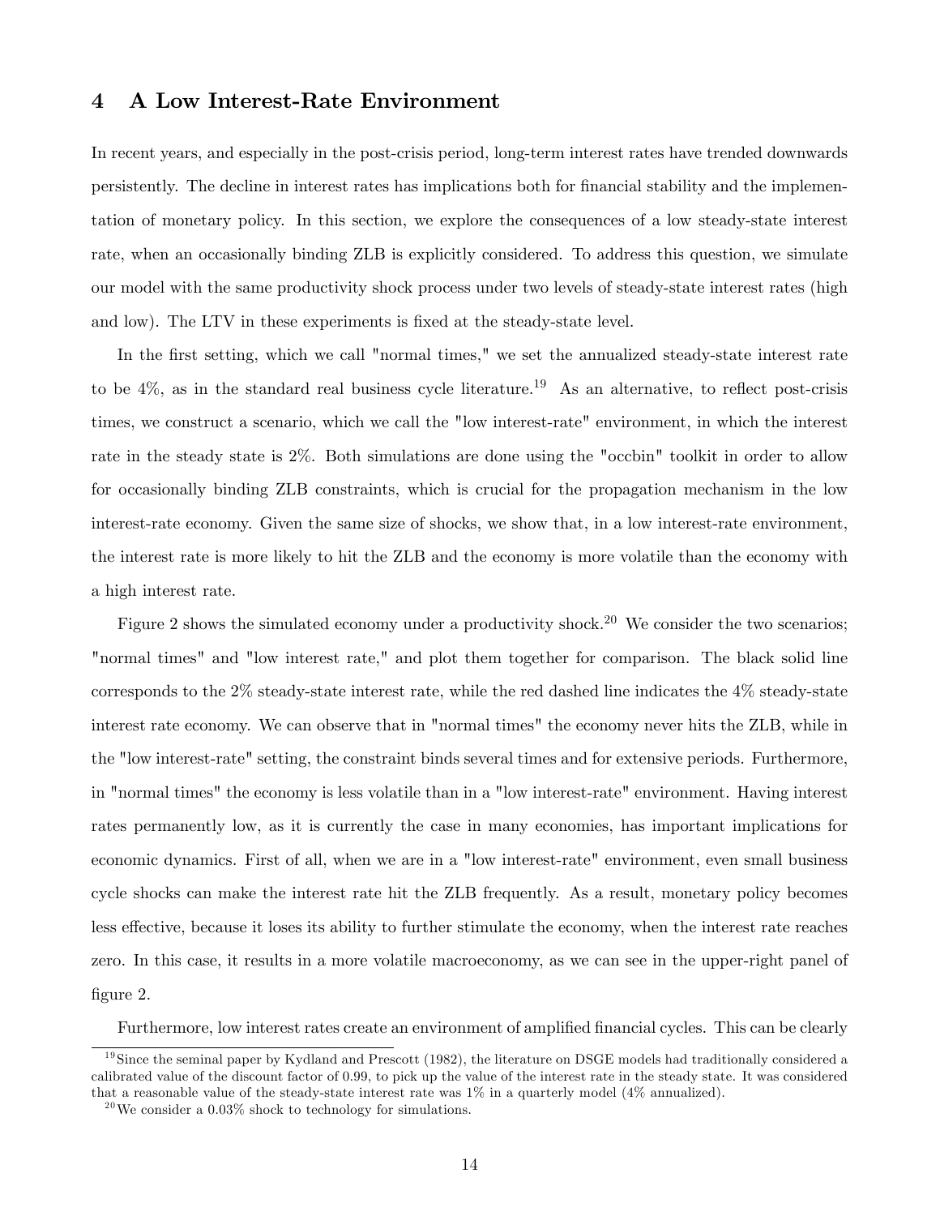## 4 A Low Interest-Rate Environment

In recent years, and especially in the post-crisis period, long-term interest rates have trended downwards persistently. The decline in interest rates has implications both for financial stability and the implementation of monetary policy. In this section, we explore the consequences of a low steady-state interest rate, when an occasionally binding ZLB is explicitly considered. To address this question, we simulate our model with the same productivity shock process under two levels of steady-state interest rates (high and low). The LTV in these experiments is fixed at the steady-state level.

In the first setting, which we call "normal times," we set the annualized steady-state interest rate to be 4%, as in the standard real business cycle literature.[19] As an alternative, to reflect post-crisis times, we construct a scenario, which we call the "low interest-rate" environment, in which the interest rate in the steady state is 2%. Both simulations are done using the "occbin" toolkit in order to allow for occasionally binding ZLB constraints, which is crucial for the propagation mechanism in the low interest-rate economy. Given the same size of shocks, we show that, in a low interest-rate environment, the interest rate is more likely to hit the ZLB and the economy is more volatile than the economy with a high interest rate.

Figure 2 shows the simulated economy under a productivity shock.[20] We consider the two scenarios; "normal times" and "low interest rate," and plot them together for comparison. The black solid line corresponds to the 2% steady-state interest rate, while the red dashed line indicates the 4% steady-state interest rate economy. We can observe that in "normal times" the economy never hits the ZLB, while in the "low interest-rate" setting, the constraint binds several times and for extensive periods. Furthermore, in "normal times" the economy is less volatile than in a "low interest-rate" environment. Having interest rates permanently low, as it is currently the case in many economies, has important implications for economic dynamics. First of all, when we are in a "low interest-rate" environment, even small business cycle shocks can make the interest rate hit the ZLB frequently. As a result, monetary policy becomes less effective, because it loses its ability to further stimulate the economy, when the interest rate reaches zero. In this case, it results in a more volatile macroeconomy, as we can see in the upper-right panel of figure 2.

Furthermore, low interest rates create an environment of amplified financial cycles. This can be clearly

[19] Since the seminal paper by Kydland and Prescott (1982), the literature on DSGE models had traditionally considered a calibrated value of the discount factor of 0.99, to pick up the value of the interest rate in the steady state. It was considered that a reasonable value of the steady-state interest rate was 1% in a quarterly model (4% annualized).

[20] We consider a 0.03% shock to technology for simulations.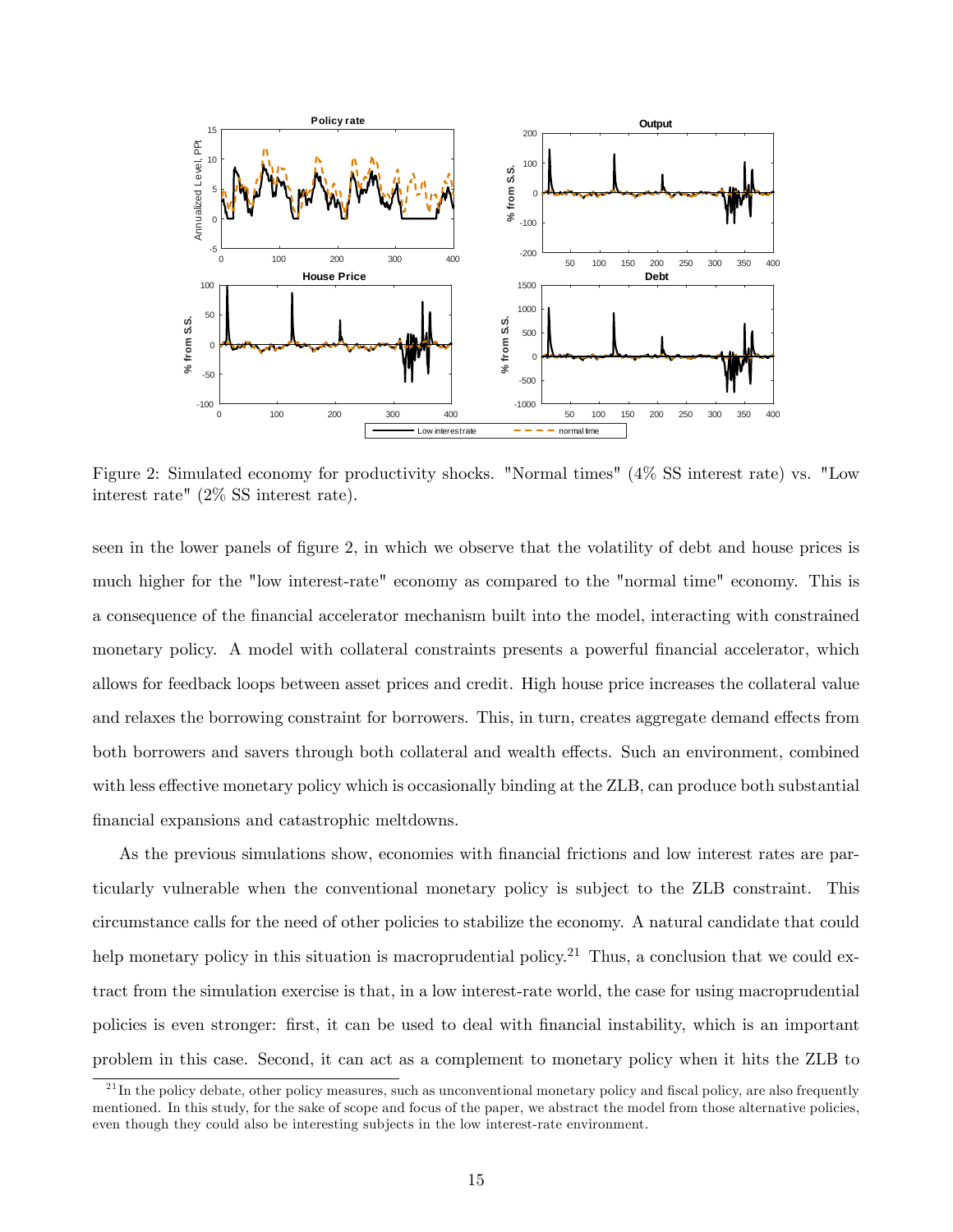Figure 2: Simulated economy for productivity shocks. "Normal times" (4% SS interest rate) vs. "Low interest rate" (2% SS interest rate).

seen in the lower panels of figure 2, in which we observe that the volatility of debt and house prices is much higher for the "low interest-rate" economy as compared to the "normal time" economy. This is a consequence of the financial accelerator mechanism built into the model, interacting with constrained monetary policy. A model with collateral constraints presents a powerful financial accelerator, which allows for feedback loops between asset prices and credit. High house price increases the collateral value and relaxes the borrowing constraint for borrowers. This, in turn, creates aggregate demand effects from both borrowers and savers through both collateral and wealth effects. Such an environment, combined with less effective monetary policy which is occasionally binding at the ZLB, can produce both substantial financial expansions and catastrophic meltdowns.

As the previous simulations show, economies with financial frictions and low interest rates are particularly vulnerable when the conventional monetary policy is subject to the ZLB constraint. This circumstance calls for the need of other policies to stabilize the economy. A natural candidate that could help monetary policy in this situation is macroprudential policy.[21] Thus, a conclusion that we could extract from the simulation exercise is that, in a low interest-rate world, the case for using macroprudential policies is even stronger: first, it can be used to deal with financial instability, which is an important problem in this case. Second, it can act as a complement to monetary policy when it hits the ZLB to

[21] In the policy debate, other policy measures, such as unconventional monetary policy and fiscal policy, are also frequently mentioned. In this study, for the sake of scope and focus of the paper, we abstract the model from those alternative policies, even though they could also be interesting subjects in the low interest-rate environment.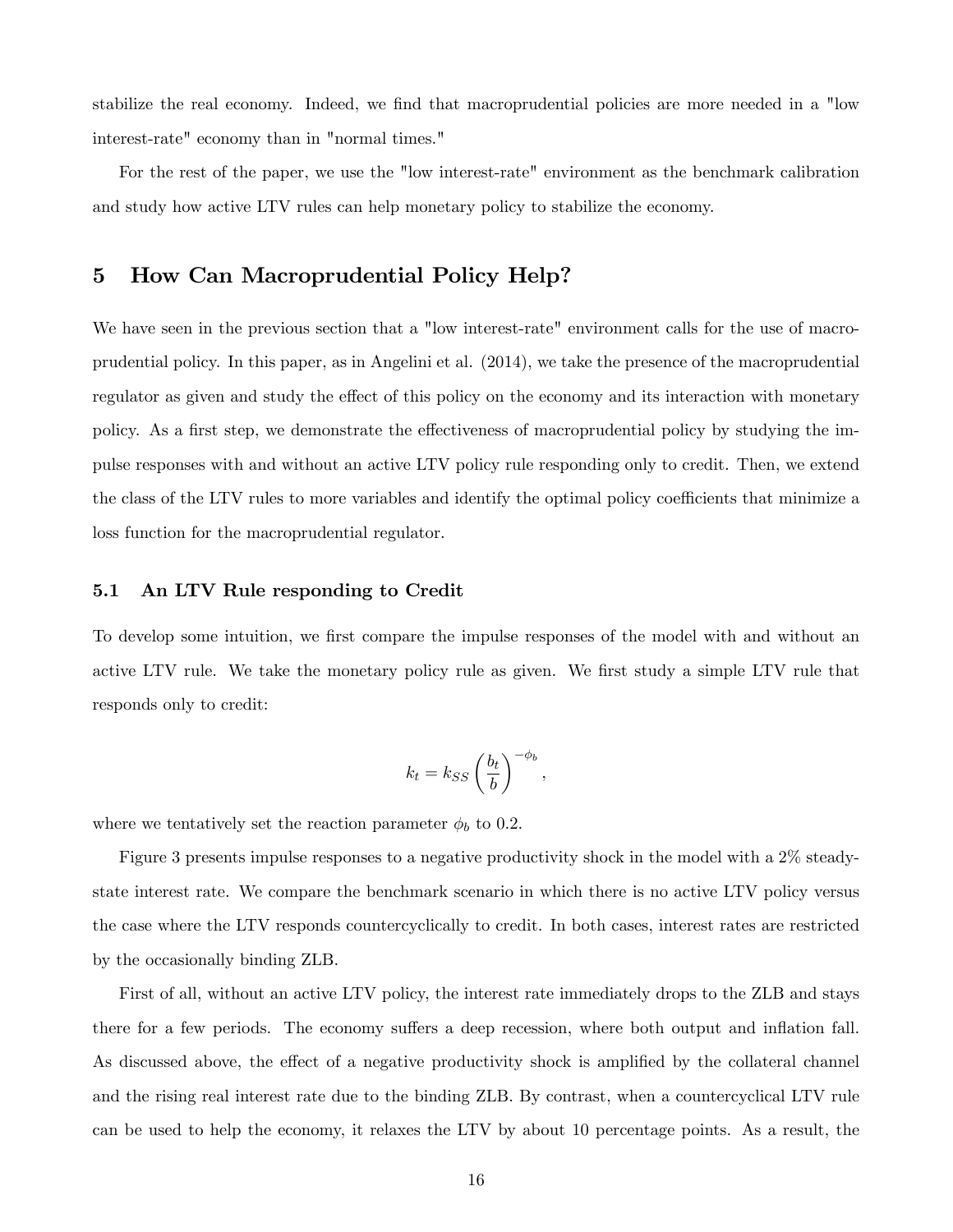stabilize the real economy. Indeed, we find that macroprudential policies are more needed in a "low interest-rate" economy than in "normal times."

For the rest of the paper, we use the "low interest-rate" environment as the benchmark calibration and study how active LTV rules can help monetary policy to stabilize the economy.

# 5 How Can Macroprudential Policy Help?

We have seen in the previous section that a "low interest-rate" environment calls for the use of macroprudential policy. In this paper, as in Angelini et al. (2014), we take the presence of the macroprudential regulator as given and study the effect of this policy on the economy and its interaction with monetary policy. As a first step, we demonstrate the effectiveness of macroprudential policy by studying the impulse responses with and without an active LTV policy rule responding only to credit. Then, we extend the class of the LTV rules to more variables and identify the optimal policy coefficients that minimize a loss function for the macroprudential regulator.

## 5.1 An LTV Rule responding to Credit

To develop some intuition, we first compare the impulse responses of the model with and without an active LTV rule. We take the monetary policy rule as given. We first study a simple LTV rule that responds only to credit:

$$k_t = k_{SS} \left( \frac{b_t}{b} \right)^{-\phi_b},$$

where we tentatively set the reaction parameter $\phi_b$ to 0.2.

Figure 3 presents impulse responses to a negative productivity shock in the model with a 2% steady-state interest rate. We compare the benchmark scenario in which there is no active LTV policy versus the case where the LTV responds countercyclically to credit. In both cases, interest rates are restricted by the occasionally binding ZLB.

First of all, without an active LTV policy, the interest rate immediately drops to the ZLB and stays there for a few periods. The economy suffers a deep recession, where both output and inflation fall. As discussed above, the effect of a negative productivity shock is amplified by the collateral channel and the rising real interest rate due to the binding ZLB. By contrast, when a countercyclical LTV rule can be used to help the economy, it relaxes the LTV by about 10 percentage points. As a result, the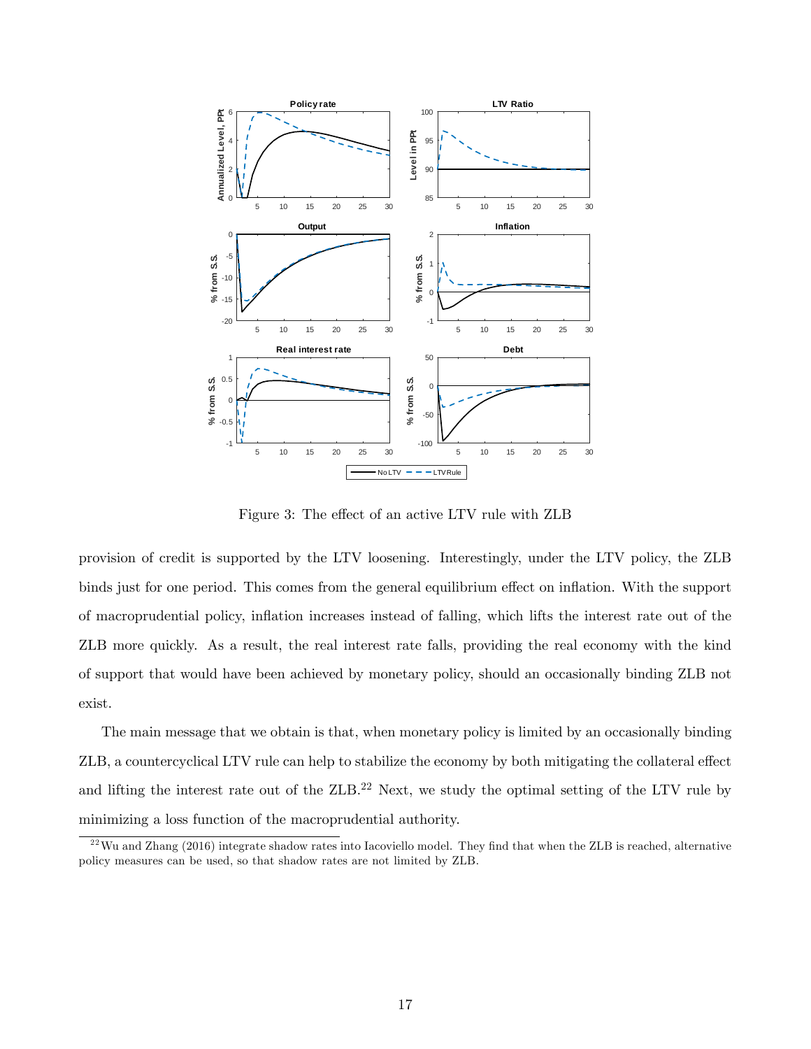Figure 3: The effect of an active LTV rule with ZLB

provision of credit is supported by the LTV loosening. Interestingly, under the LTV policy, the ZLB binds just for one period. This comes from the general equilibrium effect on inflation. With the support of macroprudential policy, inflation increases instead of falling, which lifts the interest rate out of the ZLB more quickly. As a result, the real interest rate falls, providing the real economy with the kind of support that would have been achieved by monetary policy, should an occasionally binding ZLB not exist.

The main message that we obtain is that, when monetary policy is limited by an occasionally binding ZLB, a countercyclical LTV rule can help to stabilize the economy by both mitigating the collateral effect and lifting the interest rate out of the ZLB.[22] Next, we study the optimal setting of the LTV rule by minimizing a loss function of the macroprudential authority.

[22] Wu and Zhang (2016) integrate shadow rates into Iacoviello model. They find that when the ZLB is reached, alternative policy measures can be used, so that shadow rates are not limited by ZLB.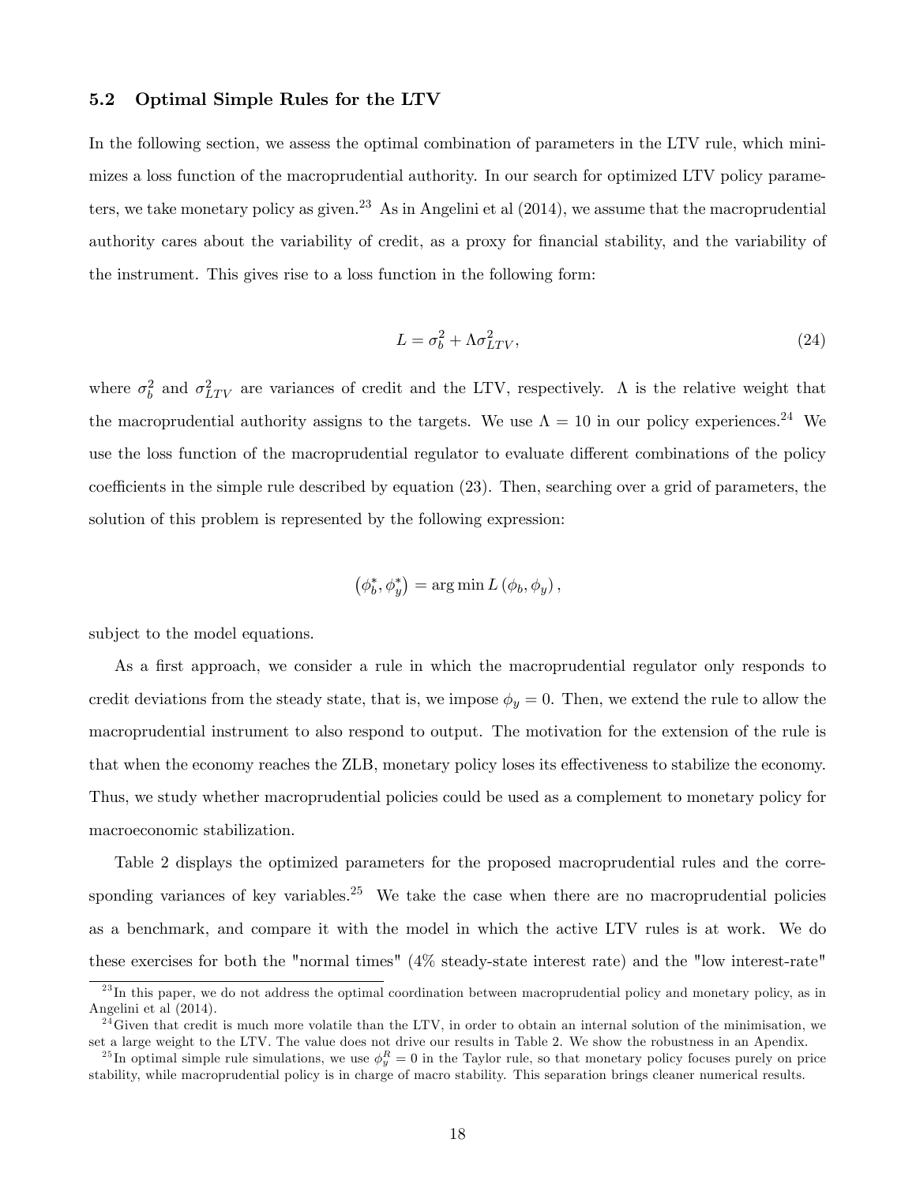### 5.2 Optimal Simple Rules for the LTV

In the following section, we assess the optimal combination of parameters in the LTV rule, which minimizes a loss function of the macroprudential authority. In our search for optimized LTV policy parameters, we take monetary policy as given.[23] As in Angelini et al (2014), we assume that the macroprudential authority cares about the variability of credit, as a proxy for financial stability, and the variability of the instrument. This gives rise to a loss function in the following form:

$$L = \sigma_b^2 + \Lambda \sigma_{LTV}^2, \tag{24}$$

where $\sigma_b^2$ and $\sigma_{LTV}^2$ are variances of credit and the LTV, respectively. $\Lambda$ is the relative weight that the macroprudential authority assigns to the targets. We use $\Lambda = 10$ in our policy experiences.[24] We use the loss function of the macroprudential regulator to evaluate different combinations of the policy coefficients in the simple rule described by equation (23). Then, searching over a grid of parameters, the solution of this problem is represented by the following expression:

$$\left(\phi_b^*, \phi_y^*\right) = \arg\min L\left(\phi_b, \phi_y\right),$$

subject to the model equations.

As a first approach, we consider a rule in which the macroprudential regulator only responds to credit deviations from the steady state, that is, we impose $\phi_y = 0$. Then, we extend the rule to allow the macroprudential instrument to also respond to output. The motivation for the extension of the rule is that when the economy reaches the ZLB, monetary policy loses its effectiveness to stabilize the economy. Thus, we study whether macroprudential policies could be used as a complement to monetary policy for macroeconomic stabilization.

Table 2 displays the optimized parameters for the proposed macroprudential rules and the corresponding variances of key variables.[25] We take the case when there are no macroprudential policies as a benchmark, and compare it with the model in which the active LTV rules is at work. We do these exercises for both the "normal times" (4% steady-state interest rate) and the "low interest-rate"

[23] In this paper, we do not address the optimal coordination between macroprudential policy and monetary policy, as in Angelini et al (2014).

[24] Given that credit is much more volatile than the LTV, in order to obtain an internal solution of the minimisation, we set a large weight to the LTV. The value does not drive our results in Table 2. We show the robustness in an Apendix.

[25] In optimal simple rule simulations, we use $\phi_y^R = 0$ in the Taylor rule, so that monetary policy focuses purely on price stability, while macroprudential policy is in charge of macro stability. This separation brings cleaner numerical results.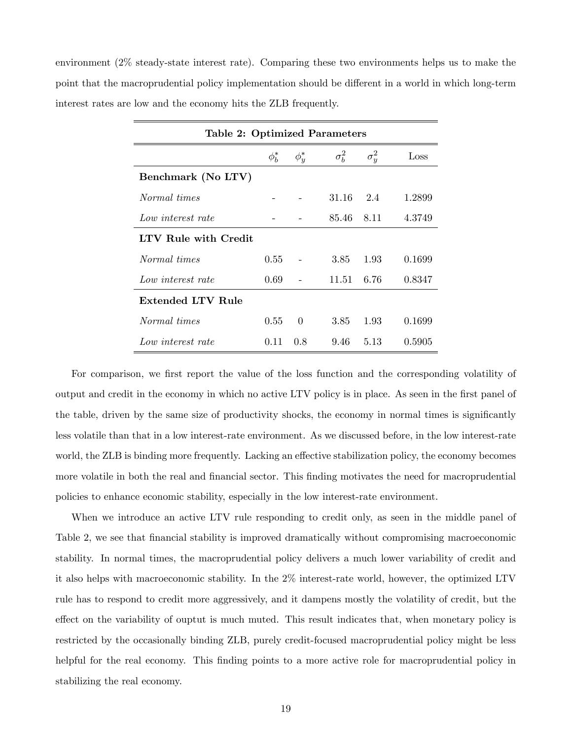environment (2% steady-state interest rate). Comparing these two environments helps us to make the point that the macroprudential policy implementation should be different in a world in which long-term interest rates are low and the economy hits the ZLB frequently.

**Table 2: Optimized Parameters**

| | $\phi_b^*$ | $\phi_y^*$ | $\sigma_b^2$ | $\sigma_y^2$ | Loss |
|---|---|---|---|---|---|
| **Benchmark (No LTV)** | | | | | |
| *Normal times* | - | - | 31.16 | 2.4 | 1.2899 |
| *Low interest rate* | - | - | 85.46 | 8.11 | 4.3749 |
| **LTV Rule with Credit** | | | | | |
| *Normal times* | 0.55 | - | 3.85 | 1.93 | 0.1699 |
| *Low interest rate* | 0.69 | - | 11.51 | 6.76 | 0.8347 |
| **Extended LTV Rule** | | | | | |
| *Normal times* | 0.55 | 0 | 3.85 | 1.93 | 0.1699 |
| *Low interest rate* | 0.11 | 0.8 | 9.46 | 5.13 | 0.5905 |

For comparison, we first report the value of the loss function and the corresponding volatility of output and credit in the economy in which no active LTV policy is in place. As seen in the first panel of the table, driven by the same size of productivity shocks, the economy in normal times is significantly less volatile than that in a low interest-rate environment. As we discussed before, in the low interest-rate world, the ZLB is binding more frequently. Lacking an effective stabilization policy, the economy becomes more volatile in both the real and financial sector. This finding motivates the need for macroprudential policies to enhance economic stability, especially in the low interest-rate environment.

When we introduce an active LTV rule responding to credit only, as seen in the middle panel of Table 2, we see that financial stability is improved dramatically without compromising macroeconomic stability. In normal times, the macroprudential policy delivers a much lower variability of credit and it also helps with macroeconomic stability. In the 2% interest-rate world, however, the optimized LTV rule has to respond to credit more aggressively, and it dampens mostly the volatility of credit, but the effect on the variability of ouptut is much muted. This result indicates that, when monetary policy is restricted by the occasionally binding ZLB, purely credit-focused macroprudential policy might be less helpful for the real economy. This finding points to a more active role for macroprudential policy in stabilizing the real economy.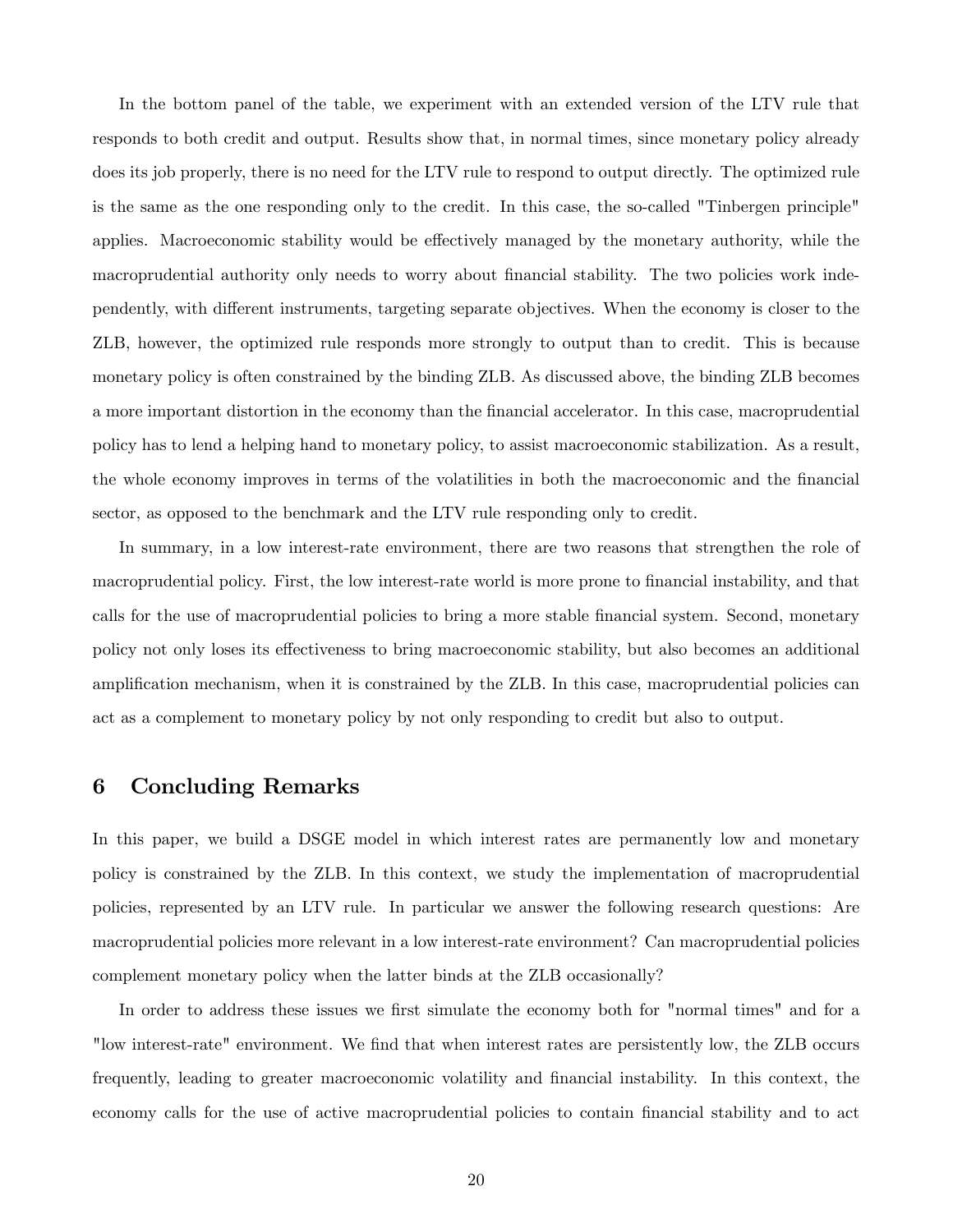In the bottom panel of the table, we experiment with an extended version of the LTV rule that responds to both credit and output. Results show that, in normal times, since monetary policy already does its job properly, there is no need for the LTV rule to respond to output directly. The optimized rule is the same as the one responding only to the credit. In this case, the so-called "Tinbergen principle" applies. Macroeconomic stability would be effectively managed by the monetary authority, while the macroprudential authority only needs to worry about financial stability. The two policies work independently, with different instruments, targeting separate objectives. When the economy is closer to the ZLB, however, the optimized rule responds more strongly to output than to credit. This is because monetary policy is often constrained by the binding ZLB. As discussed above, the binding ZLB becomes a more important distortion in the economy than the financial accelerator. In this case, macroprudential policy has to lend a helping hand to monetary policy, to assist macroeconomic stabilization. As a result, the whole economy improves in terms of the volatilities in both the macroeconomic and the financial sector, as opposed to the benchmark and the LTV rule responding only to credit.

In summary, in a low interest-rate environment, there are two reasons that strengthen the role of macroprudential policy. First, the low interest-rate world is more prone to financial instability, and that calls for the use of macroprudential policies to bring a more stable financial system. Second, monetary policy not only loses its effectiveness to bring macroeconomic stability, but also becomes an additional amplification mechanism, when it is constrained by the ZLB. In this case, macroprudential policies can act as a complement to monetary policy by not only responding to credit but also to output.

## 6 Concluding Remarks

In this paper, we build a DSGE model in which interest rates are permanently low and monetary policy is constrained by the ZLB. In this context, we study the implementation of macroprudential policies, represented by an LTV rule. In particular we answer the following research questions: Are macroprudential policies more relevant in a low interest-rate environment? Can macroprudential policies complement monetary policy when the latter binds at the ZLB occasionally?

In order to address these issues we first simulate the economy both for "normal times" and for a "low interest-rate" environment. We find that when interest rates are persistently low, the ZLB occurs frequently, leading to greater macroeconomic volatility and financial instability. In this context, the economy calls for the use of active macroprudential policies to contain financial stability and to act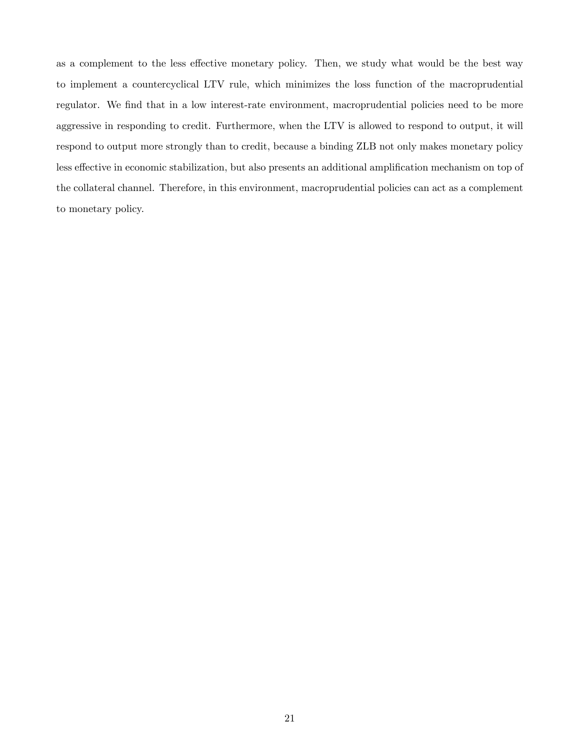as a complement to the less effective monetary policy. Then, we study what would be the best way to implement a countercyclical LTV rule, which minimizes the loss function of the macroprudential regulator. We find that in a low interest-rate environment, macroprudential policies need to be more aggressive in responding to credit. Furthermore, when the LTV is allowed to respond to output, it will respond to output more strongly than to credit, because a binding ZLB not only makes monetary policy less effective in economic stabilization, but also presents an additional amplification mechanism on top of the collateral channel. Therefore, in this environment, macroprudential policies can act as a complement to monetary policy.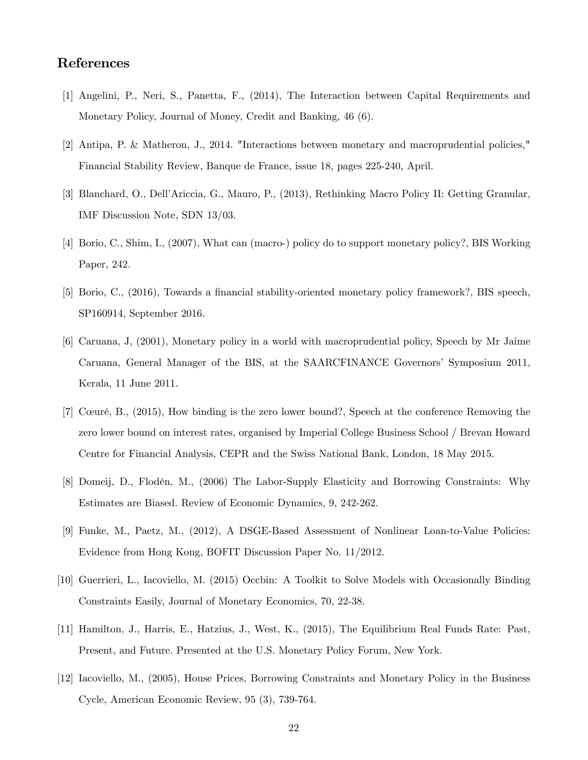## References

[1] Angelini, P., Neri, S., Panetta, F., (2014), The Interaction between Capital Requirements and Monetary Policy, Journal of Money, Credit and Banking, 46 (6).

[2] Antipa, P. & Matheron, J., 2014. "Interactions between monetary and macroprudential policies," Financial Stability Review, Banque de France, issue 18, pages 225-240, April.

[3] Blanchard, O., Dell'Ariccia, G., Mauro, P., (2013), Rethinking Macro Policy II: Getting Granular, IMF Discussion Note, SDN 13/03.

[4] Borio, C., Shim, I., (2007), What can (macro-) policy do to support monetary policy?, BIS Working Paper, 242.

[5] Borio, C., (2016), Towards a financial stability-oriented monetary policy framework?, BIS speech, SP160914, September 2016.

[6] Caruana, J, (2001), Monetary policy in a world with macroprudential policy, Speech by Mr Jaime Caruana, General Manager of the BIS, at the SAARCFINANCE Governors' Symposium 2011, Kerala, 11 June 2011.

[7] Cœuré, B., (2015), How binding is the zero lower bound?, Speech at the conference Removing the zero lower bound on interest rates, organised by Imperial College Business School / Brevan Howard Centre for Financial Analysis, CEPR and the Swiss National Bank, London, 18 May 2015.

[8] Domeij, D., Flodén, M., (2006) The Labor-Supply Elasticity and Borrowing Constraints: Why Estimates are Biased. Review of Economic Dynamics, 9, 242-262.

[9] Funke, M., Paetz, M., (2012), A DSGE-Based Assessment of Nonlinear Loan-to-Value Policies: Evidence from Hong Kong, BOFIT Discussion Paper No. 11/2012.

[10] Guerrieri, L., Iacoviello, M. (2015) Occbin: A Toolkit to Solve Models with Occasionally Binding Constraints Easily, Journal of Monetary Economics, 70, 22-38.

[11] Hamilton, J., Harris, E., Hatzius, J., West, K., (2015), The Equilibrium Real Funds Rate: Past, Present, and Future. Presented at the U.S. Monetary Policy Forum, New York.

[12] Iacoviello, M., (2005), House Prices, Borrowing Constraints and Monetary Policy in the Business Cycle, American Economic Review, 95 (3), 739-764.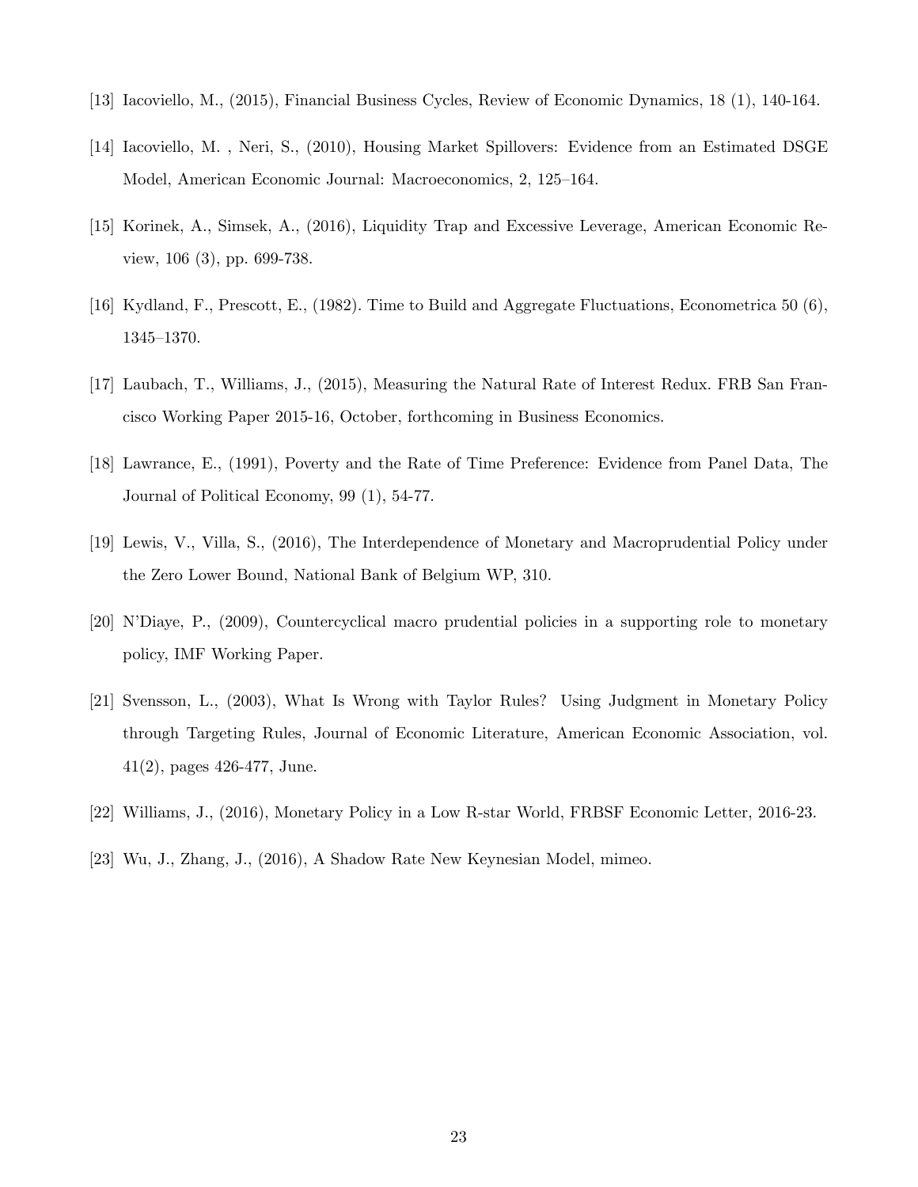[13] Iacoviello, M., (2015), Financial Business Cycles, Review of Economic Dynamics, 18 (1), 140-164.

[14] Iacoviello, M. , Neri, S., (2010), Housing Market Spillovers: Evidence from an Estimated DSGE Model, American Economic Journal: Macroeconomics, 2, 125–164.

[15] Korinek, A., Simsek, A., (2016), Liquidity Trap and Excessive Leverage, American Economic Review, 106 (3), pp. 699-738.

[16] Kydland, F., Prescott, E., (1982). Time to Build and Aggregate Fluctuations, Econometrica 50 (6), 1345–1370.

[17] Laubach, T., Williams, J., (2015), Measuring the Natural Rate of Interest Redux. FRB San Francisco Working Paper 2015-16, October, forthcoming in Business Economics.

[18] Lawrance, E., (1991), Poverty and the Rate of Time Preference: Evidence from Panel Data, The Journal of Political Economy, 99 (1), 54-77.

[19] Lewis, V., Villa, S., (2016), The Interdependence of Monetary and Macroprudential Policy under the Zero Lower Bound, National Bank of Belgium WP, 310.

[20] N'Diaye, P., (2009), Countercyclical macro prudential policies in a supporting role to monetary policy, IMF Working Paper.

[21] Svensson, L., (2003), What Is Wrong with Taylor Rules? Using Judgment in Monetary Policy through Targeting Rules, Journal of Economic Literature, American Economic Association, vol. 41(2), pages 426-477, June.

[22] Williams, J., (2016), Monetary Policy in a Low R-star World, FRBSF Economic Letter, 2016-23.

[23] Wu, J., Zhang, J., (2016), A Shadow Rate New Keynesian Model, mimeo.